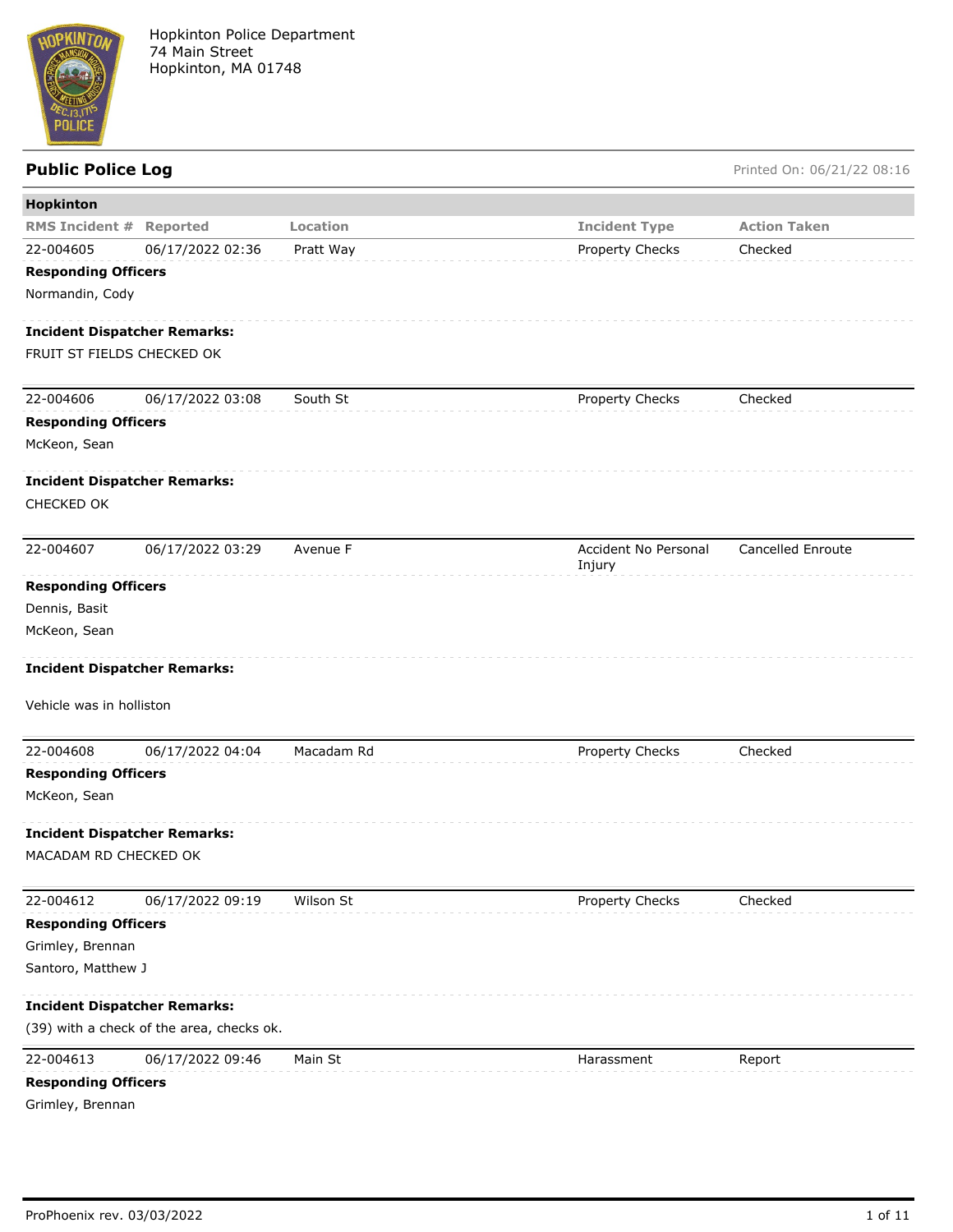Hopkinton Police Department
74 Main Street
Hopkinton, MA 01748

## Public Police Log

Printed On: 06/21/22 08:16

### Hopkinton

| RMS Incident # | Reported | Location | Incident Type | Action Taken |
|---|---|---|---|---|
| 22-004605 | 06/17/2022 02:36 | Pratt Way | Property Checks | Checked |

**Responding Officers**

Normandin, Cody

**Incident Dispatcher Remarks:**

FRUIT ST FIELDS CHECKED OK

| RMS Incident # | Reported | Location | Incident Type | Action Taken |
|---|---|---|---|---|
| 22-004606 | 06/17/2022 03:08 | South St | Property Checks | Checked |

**Responding Officers**

McKeon, Sean

**Incident Dispatcher Remarks:**

CHECKED OK

| RMS Incident # | Reported | Location | Incident Type | Action Taken |
|---|---|---|---|---|
| 22-004607 | 06/17/2022 03:29 | Avenue F | Accident No Personal Injury | Cancelled Enroute |

**Responding Officers**

Dennis, Basit

McKeon, Sean

**Incident Dispatcher Remarks:**

Vehicle was in holliston

| RMS Incident # | Reported | Location | Incident Type | Action Taken |
|---|---|---|---|---|
| 22-004608 | 06/17/2022 04:04 | Macadam Rd | Property Checks | Checked |

**Responding Officers**

McKeon, Sean

**Incident Dispatcher Remarks:**

MACADAM RD CHECKED OK

| RMS Incident # | Reported | Location | Incident Type | Action Taken |
|---|---|---|---|---|
| 22-004612 | 06/17/2022 09:19 | Wilson St | Property Checks | Checked |

**Responding Officers**

Grimley, Brennan

Santoro, Matthew J

**Incident Dispatcher Remarks:**

(39) with a check of the area, checks ok.

| RMS Incident # | Reported | Location | Incident Type | Action Taken |
|---|---|---|---|---|
| 22-004613 | 06/17/2022 09:46 | Main St | Harassment | Report |

**Responding Officers**

Grimley, Brennan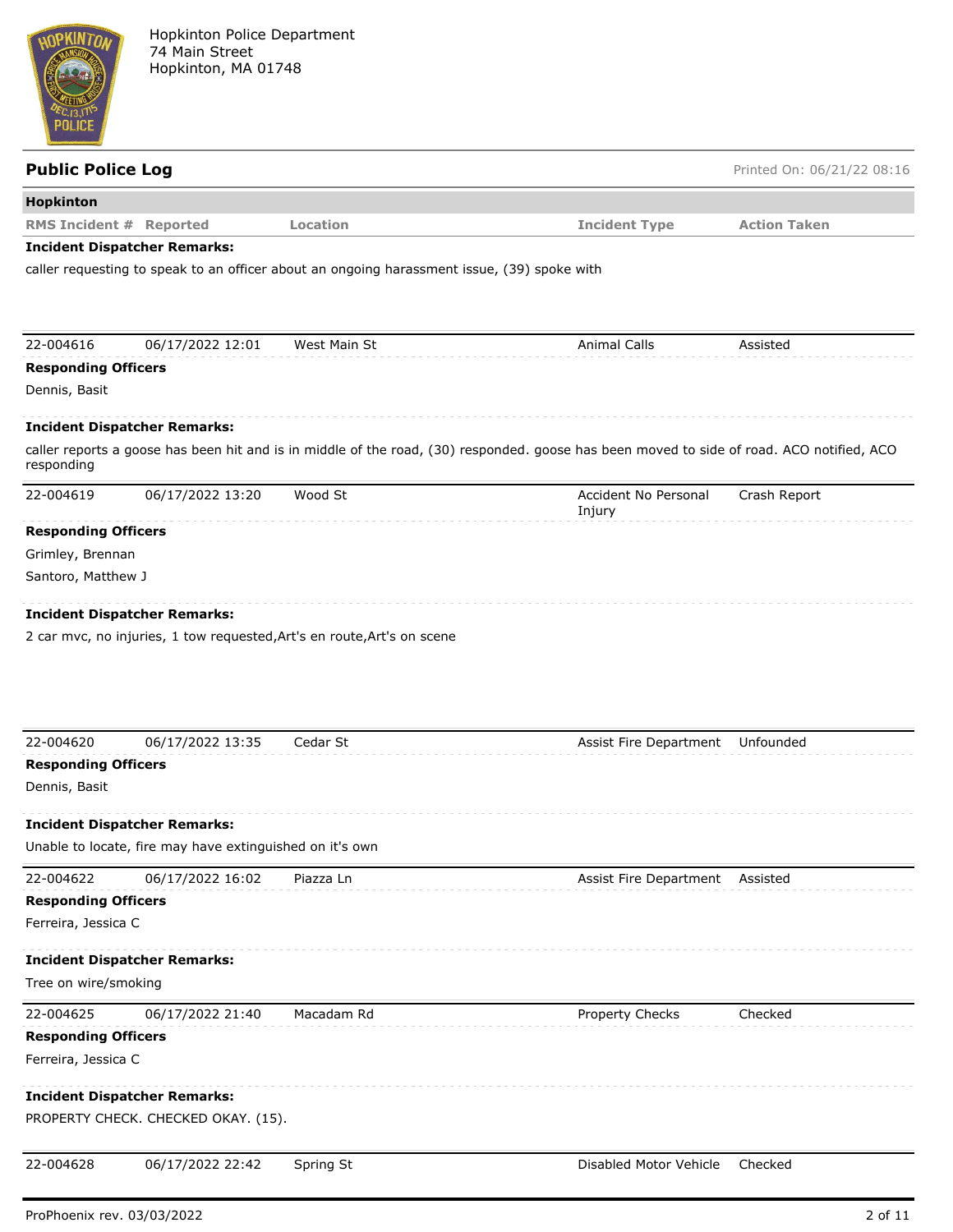Hopkinton Police Department
74 Main Street
Hopkinton, MA 01748

## Public Police Log

Printed On: 06/21/22 08:16

**Hopkinton**

| RMS Incident # | Reported | Location | Incident Type | Action Taken |
|---|---|---|---|---|

**Incident Dispatcher Remarks:**

caller requesting to speak to an officer about an ongoing harassment issue, (39) spoke with

| 22-004616 | 06/17/2022 12:01 | West Main St | Animal Calls | Assisted |
|---|---|---|---|---|

**Responding Officers**

Dennis, Basit

**Incident Dispatcher Remarks:**

caller reports a goose has been hit and is in middle of the road, (30) responded. goose has been moved to side of road. ACO notified, ACO responding

| 22-004619 | 06/17/2022 13:20 | Wood St | Accident No Personal Injury | Crash Report |
|---|---|---|---|---|

**Responding Officers**

Grimley, Brennan

Santoro, Matthew J

**Incident Dispatcher Remarks:**

2 car mvc, no injuries, 1 tow requested,Art's en route,Art's on scene

| 22-004620 | 06/17/2022 13:35 | Cedar St | Assist Fire Department | Unfounded |
|---|---|---|---|---|

**Responding Officers**

Dennis, Basit

**Incident Dispatcher Remarks:**

Unable to locate, fire may have extinguished on it's own

| 22-004622 | 06/17/2022 16:02 | Piazza Ln | Assist Fire Department | Assisted |
|---|---|---|---|---|

**Responding Officers**

Ferreira, Jessica C

**Incident Dispatcher Remarks:**

Tree on wire/smoking

| 22-004625 | 06/17/2022 21:40 | Macadam Rd | Property Checks | Checked |
|---|---|---|---|---|

**Responding Officers**

Ferreira, Jessica C

**Incident Dispatcher Remarks:**

PROPERTY CHECK. CHECKED OKAY. (15).

| 22-004628 | 06/17/2022 22:42 | Spring St | Disabled Motor Vehicle | Checked |
|---|---|---|---|---|

ProPhoenix rev. 03/03/2022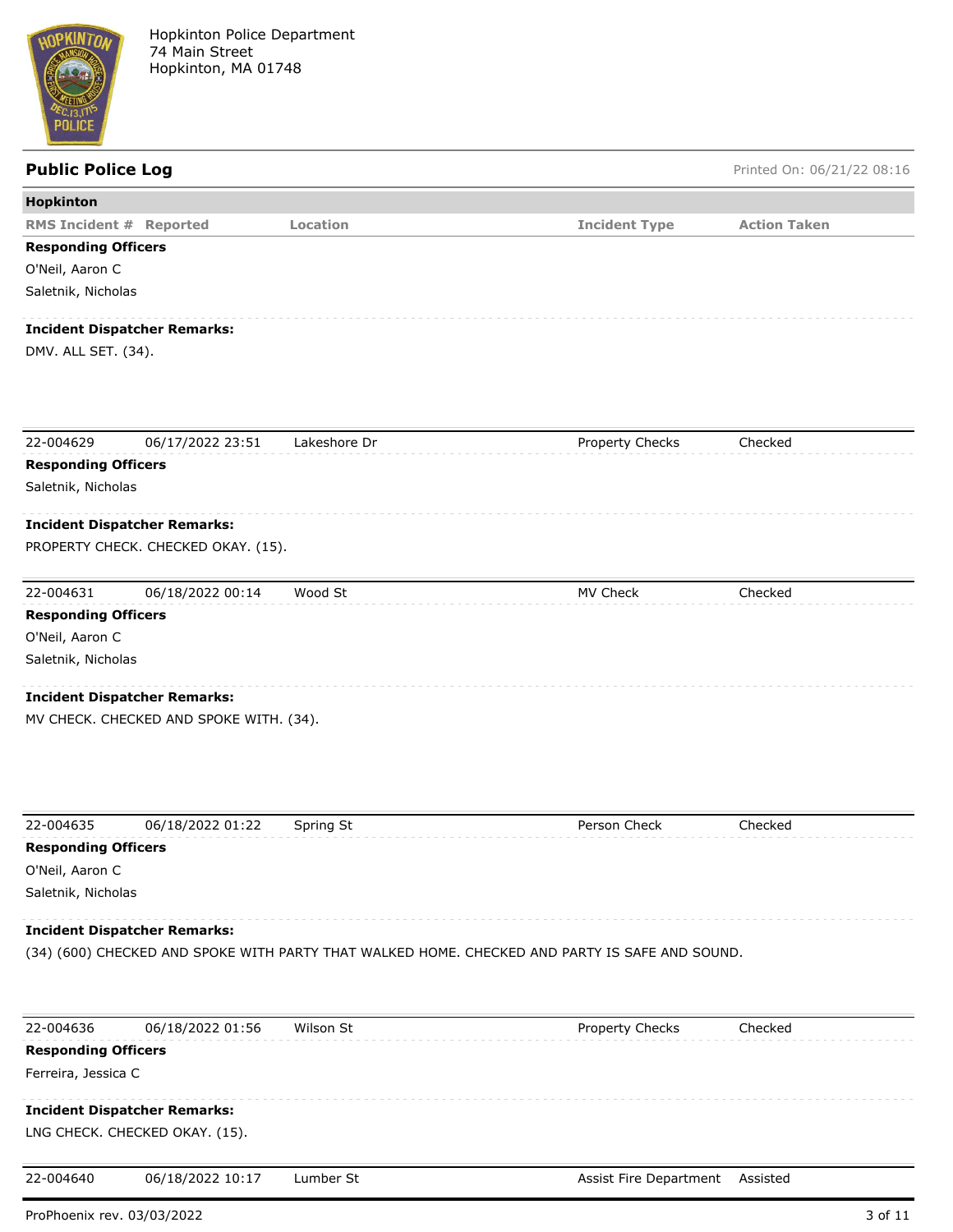Hopkinton Police Department
74 Main Street
Hopkinton, MA 01748

## Public Police Log

Printed On: 06/21/22 08:16

**Hopkinton**

| RMS Incident # | Reported | Location | Incident Type | Action Taken |
|---|---|---|---|---|

**Responding Officers**

O'Neil, Aaron C
Saletnik, Nicholas

**Incident Dispatcher Remarks:**

DMV. ALL SET. (34).

| 22-004629 | 06/17/2022 23:51 | Lakeshore Dr | Property Checks | Checked |
|---|---|---|---|---|

**Responding Officers**

Saletnik, Nicholas

**Incident Dispatcher Remarks:**

PROPERTY CHECK. CHECKED OKAY. (15).

| 22-004631 | 06/18/2022 00:14 | Wood St | MV Check | Checked |
|---|---|---|---|---|

**Responding Officers**

O'Neil, Aaron C
Saletnik, Nicholas

**Incident Dispatcher Remarks:**

MV CHECK. CHECKED AND SPOKE WITH. (34).

| 22-004635 | 06/18/2022 01:22 | Spring St | Person Check | Checked |
|---|---|---|---|---|

**Responding Officers**

O'Neil, Aaron C
Saletnik, Nicholas

**Incident Dispatcher Remarks:**

(34) (600) CHECKED AND SPOKE WITH PARTY THAT WALKED HOME. CHECKED AND PARTY IS SAFE AND SOUND.

| 22-004636 | 06/18/2022 01:56 | Wilson St | Property Checks | Checked |
|---|---|---|---|---|

**Responding Officers**

Ferreira, Jessica C

**Incident Dispatcher Remarks:**

LNG CHECK. CHECKED OKAY. (15).

| 22-004640 | 06/18/2022 10:17 | Lumber St | Assist Fire Department | Assisted |
|---|---|---|---|---|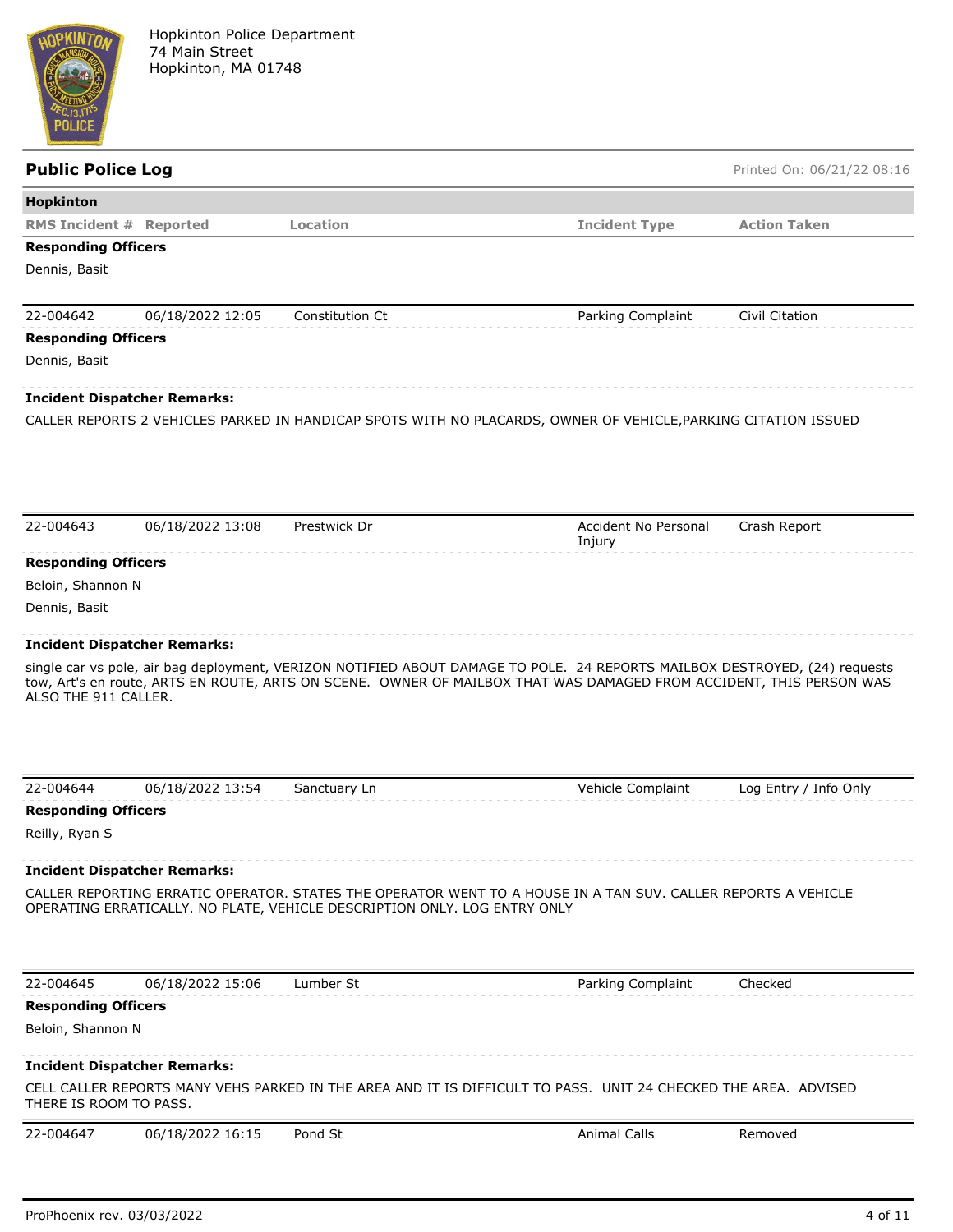Hopkinton Police Department
74 Main Street
Hopkinton, MA 01748

## Public Police Log

Printed On: 06/21/22 08:16

**Hopkinton**

| RMS Incident # | Reported | Location | Incident Type | Action Taken |
|---|---|---|---|---|

**Responding Officers**

Dennis, Basit

---

| 22-004642 | 06/18/2022 12:05 | Constitution Ct | Parking Complaint | Civil Citation |
|---|---|---|---|---|

**Responding Officers**

Dennis, Basit

**Incident Dispatcher Remarks:**

CALLER REPORTS 2 VEHICLES PARKED IN HANDICAP SPOTS WITH NO PLACARDS, OWNER OF VEHICLE,PARKING CITATION ISSUED

---

| 22-004643 | 06/18/2022 13:08 | Prestwick Dr | Accident No Personal Injury | Crash Report |
|---|---|---|---|---|

**Responding Officers**

Beloin, Shannon N

Dennis, Basit

**Incident Dispatcher Remarks:**

single car vs pole, air bag deployment, VERIZON NOTIFIED ABOUT DAMAGE TO POLE. 24 REPORTS MAILBOX DESTROYED, (24) requests tow, Art's en route, ARTS EN ROUTE, ARTS ON SCENE. OWNER OF MAILBOX THAT WAS DAMAGED FROM ACCIDENT, THIS PERSON WAS ALSO THE 911 CALLER.

---

| 22-004644 | 06/18/2022 13:54 | Sanctuary Ln | Vehicle Complaint | Log Entry / Info Only |
|---|---|---|---|---|

**Responding Officers**

Reilly, Ryan S

**Incident Dispatcher Remarks:**

CALLER REPORTING ERRATIC OPERATOR. STATES THE OPERATOR WENT TO A HOUSE IN A TAN SUV. CALLER REPORTS A VEHICLE OPERATING ERRATICALLY. NO PLATE, VEHICLE DESCRIPTION ONLY. LOG ENTRY ONLY

---

| 22-004645 | 06/18/2022 15:06 | Lumber St | Parking Complaint | Checked |
|---|---|---|---|---|

**Responding Officers**

Beloin, Shannon N

**Incident Dispatcher Remarks:**

CELL CALLER REPORTS MANY VEHS PARKED IN THE AREA AND IT IS DIFFICULT TO PASS. UNIT 24 CHECKED THE AREA. ADVISED THERE IS ROOM TO PASS.

---

| 22-004647 | 06/18/2022 16:15 | Pond St | Animal Calls | Removed |
|---|---|---|---|---|

ProPhoenix rev. 03/03/2022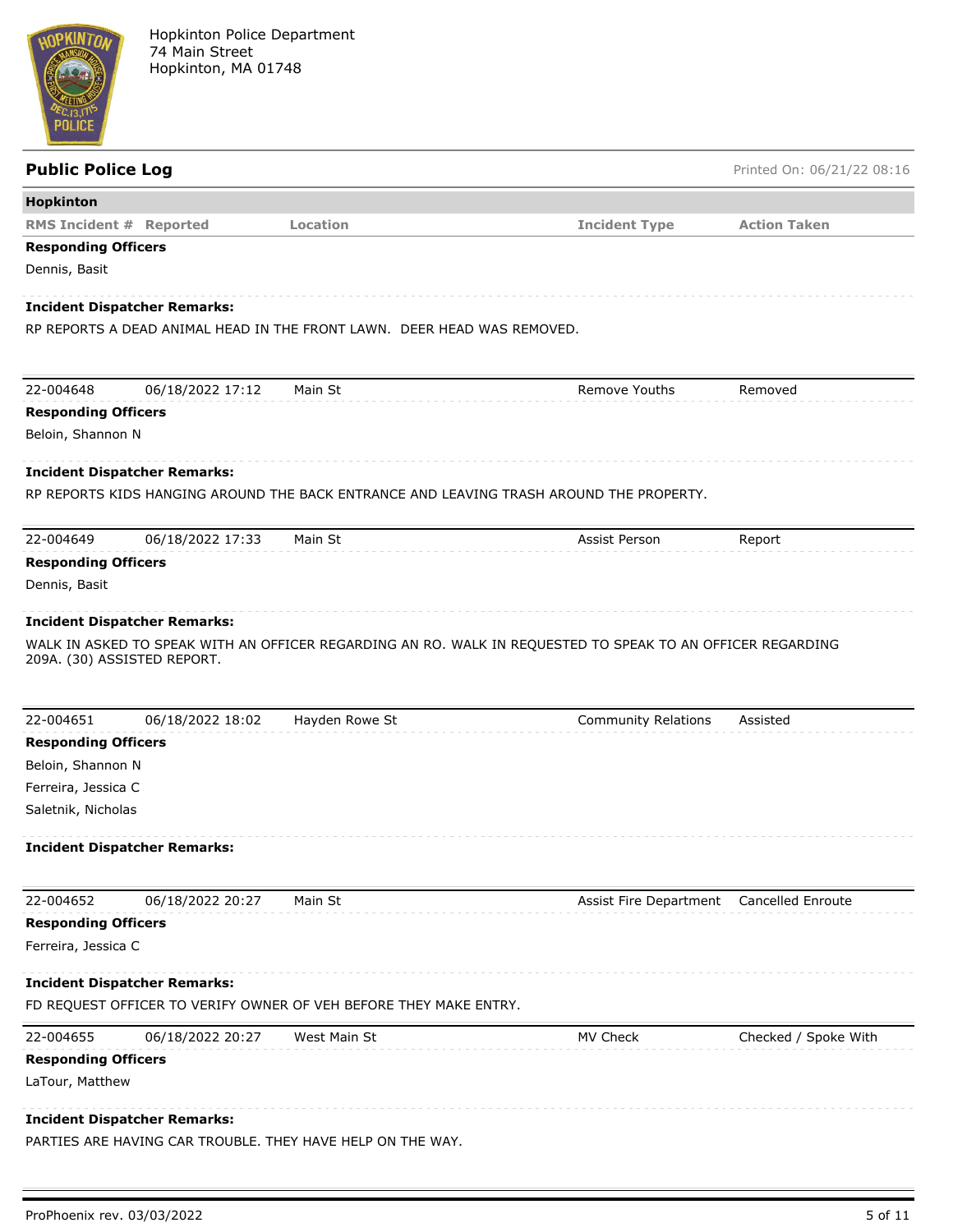Hopkinton Police Department
74 Main Street
Hopkinton, MA 01748

## Public Police Log

Printed On: 06/21/22 08:16

**Hopkinton**

| RMS Incident # | Reported | Location | Incident Type | Action Taken |
|---|---|---|---|---|

**Responding Officers**

Dennis, Basit

**Incident Dispatcher Remarks:**

RP REPORTS A DEAD ANIMAL HEAD IN THE FRONT LAWN.  DEER HEAD WAS REMOVED.

---

| 22-004648 | 06/18/2022 17:12 | Main St | Remove Youths | Removed |
|---|---|---|---|---|

**Responding Officers**

Beloin, Shannon N

**Incident Dispatcher Remarks:**

RP REPORTS KIDS HANGING AROUND THE BACK ENTRANCE AND LEAVING TRASH AROUND THE PROPERTY.

---

| 22-004649 | 06/18/2022 17:33 | Main St | Assist Person | Report |
|---|---|---|---|---|

**Responding Officers**

Dennis, Basit

**Incident Dispatcher Remarks:**

WALK IN ASKED TO SPEAK WITH AN OFFICER REGARDING AN RO. WALK IN REQUESTED TO SPEAK TO AN OFFICER REGARDING 209A. (30) ASSISTED REPORT.

---

| 22-004651 | 06/18/2022 18:02 | Hayden Rowe St | Community Relations | Assisted |
|---|---|---|---|---|

**Responding Officers**

Beloin, Shannon N
Ferreira, Jessica C
Saletnik, Nicholas

**Incident Dispatcher Remarks:**

---

| 22-004652 | 06/18/2022 20:27 | Main St | Assist Fire Department | Cancelled Enroute |
|---|---|---|---|---|

**Responding Officers**

Ferreira, Jessica C

**Incident Dispatcher Remarks:**

FD REQUEST OFFICER TO VERIFY OWNER OF VEH BEFORE THEY MAKE ENTRY.

---

| 22-004655 | 06/18/2022 20:27 | West Main St | MV Check | Checked / Spoke With |
|---|---|---|---|---|

**Responding Officers**

LaTour, Matthew

**Incident Dispatcher Remarks:**

PARTIES ARE HAVING CAR TROUBLE. THEY HAVE HELP ON THE WAY.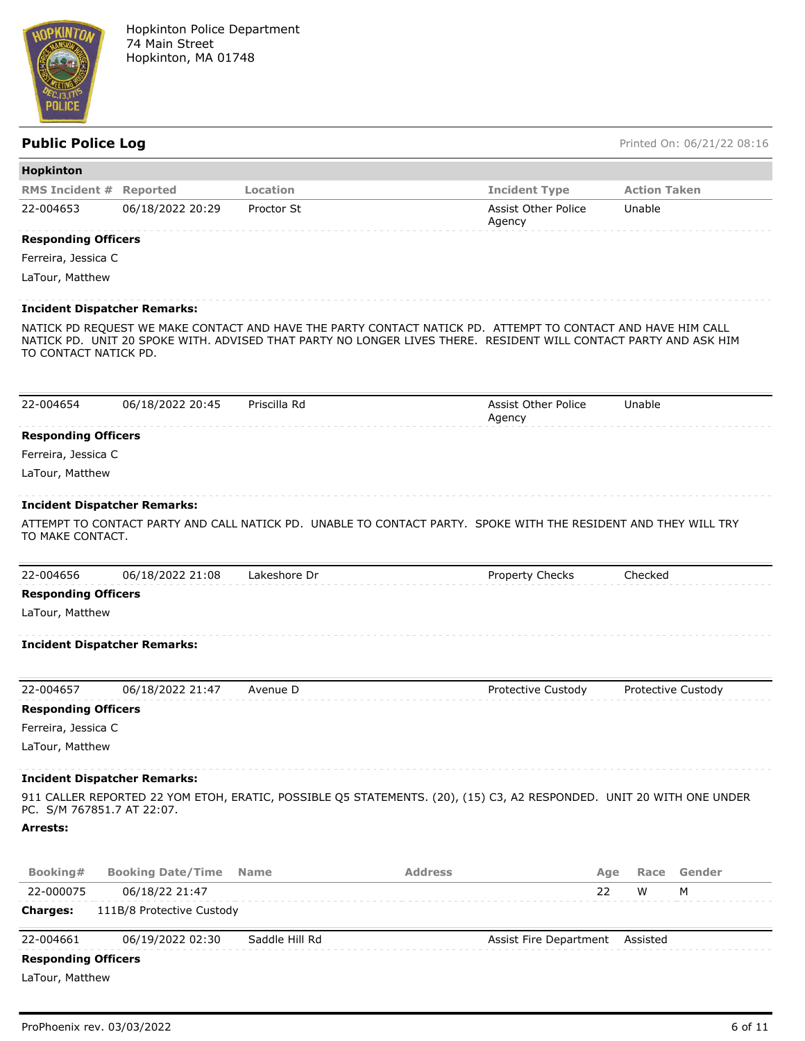Hopkinton Police Department
74 Main Street
Hopkinton, MA 01748

## Public Police Log

Printed On: 06/21/22 08:16

### Hopkinton

| RMS Incident # | Reported | Location | Incident Type | Action Taken |
|---|---|---|---|---|
| 22-004653 | 06/18/2022 20:29 | Proctor St | Assist Other Police Agency | Unable |

**Responding Officers**

Ferreira, Jessica C

LaTour, Matthew

**Incident Dispatcher Remarks:**

NATICK PD REQUEST WE MAKE CONTACT AND HAVE THE PARTY CONTACT NATICK PD. ATTEMPT TO CONTACT AND HAVE HIM CALL NATICK PD. UNIT 20 SPOKE WITH. ADVISED THAT PARTY NO LONGER LIVES THERE. RESIDENT WILL CONTACT PARTY AND ASK HIM TO CONTACT NATICK PD.

| RMS Incident # | Reported | Location | Incident Type | Action Taken |
|---|---|---|---|---|
| 22-004654 | 06/18/2022 20:45 | Priscilla Rd | Assist Other Police Agency | Unable |

**Responding Officers**

Ferreira, Jessica C

LaTour, Matthew

**Incident Dispatcher Remarks:**

ATTEMPT TO CONTACT PARTY AND CALL NATICK PD. UNABLE TO CONTACT PARTY. SPOKE WITH THE RESIDENT AND THEY WILL TRY TO MAKE CONTACT.

| RMS Incident # | Reported | Location | Incident Type | Action Taken |
|---|---|---|---|---|
| 22-004656 | 06/18/2022 21:08 | Lakeshore Dr | Property Checks | Checked |

**Responding Officers**

LaTour, Matthew

**Incident Dispatcher Remarks:**

| RMS Incident # | Reported | Location | Incident Type | Action Taken |
|---|---|---|---|---|
| 22-004657 | 06/18/2022 21:47 | Avenue D | Protective Custody | Protective Custody |

**Responding Officers**

Ferreira, Jessica C

LaTour, Matthew

**Incident Dispatcher Remarks:**

911 CALLER REPORTED 22 YOM ETOH, ERATIC, POSSIBLE Q5 STATEMENTS. (20), (15) C3, A2 RESPONDED. UNIT 20 WITH ONE UNDER PC. S/M 767851.7 AT 22:07.

**Arrests:**

| Booking# | Booking Date/Time | Name | Address | Age | Race | Gender |
|---|---|---|---|---|---|---|
| 22-000075 | 06/18/22 21:47 | | | 22 | W | M |

**Charges:** 111B/8 Protective Custody

| RMS Incident # | Reported | Location | Incident Type | Action Taken |
|---|---|---|---|---|
| 22-004661 | 06/19/2022 02:30 | Saddle Hill Rd | Assist Fire Department | Assisted |

**Responding Officers**

LaTour, Matthew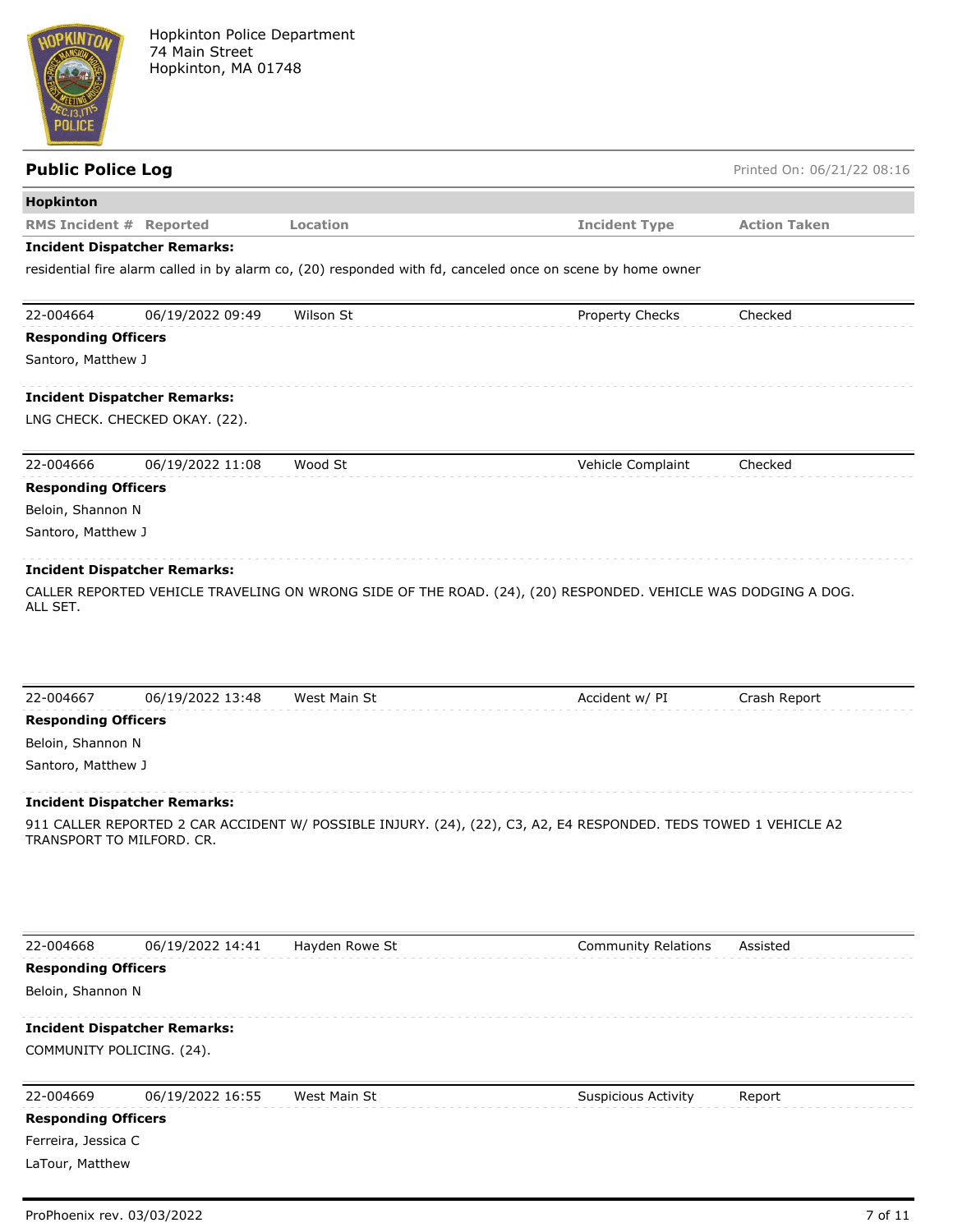Hopkinton Police Department
74 Main Street
Hopkinton, MA 01748

## Public Police Log

Printed On: 06/21/22 08:16

**Hopkinton**

| RMS Incident # | Reported | Location | Incident Type | Action Taken |
|---|---|---|---|---|

**Incident Dispatcher Remarks:**

residential fire alarm called in by alarm co, (20) responded with fd, canceled once on scene by home owner

| 22-004664 | 06/19/2022 09:49 | Wilson St | Property Checks | Checked |
|---|---|---|---|---|

**Responding Officers**

Santoro, Matthew J

**Incident Dispatcher Remarks:**

LNG CHECK. CHECKED OKAY. (22).

| 22-004666 | 06/19/2022 11:08 | Wood St | Vehicle Complaint | Checked |
|---|---|---|---|---|

**Responding Officers**

Beloin, Shannon N

Santoro, Matthew J

**Incident Dispatcher Remarks:**

CALLER REPORTED VEHICLE TRAVELING ON WRONG SIDE OF THE ROAD. (24), (20) RESPONDED. VEHICLE WAS DODGING A DOG. ALL SET.

| 22-004667 | 06/19/2022 13:48 | West Main St | Accident w/ PI | Crash Report |
|---|---|---|---|---|

**Responding Officers**

Beloin, Shannon N

Santoro, Matthew J

**Incident Dispatcher Remarks:**

911 CALLER REPORTED 2 CAR ACCIDENT W/ POSSIBLE INJURY. (24), (22), C3, A2, E4 RESPONDED. TEDS TOWED 1 VEHICLE A2 TRANSPORT TO MILFORD. CR.

| 22-004668 | 06/19/2022 14:41 | Hayden Rowe St | Community Relations | Assisted |
|---|---|---|---|---|

**Responding Officers**

Beloin, Shannon N

**Incident Dispatcher Remarks:**

COMMUNITY POLICING. (24).

| 22-004669 | 06/19/2022 16:55 | West Main St | Suspicious Activity | Report |
|---|---|---|---|---|

**Responding Officers**

Ferreira, Jessica C

LaTour, Matthew

ProPhoenix rev. 03/03/2022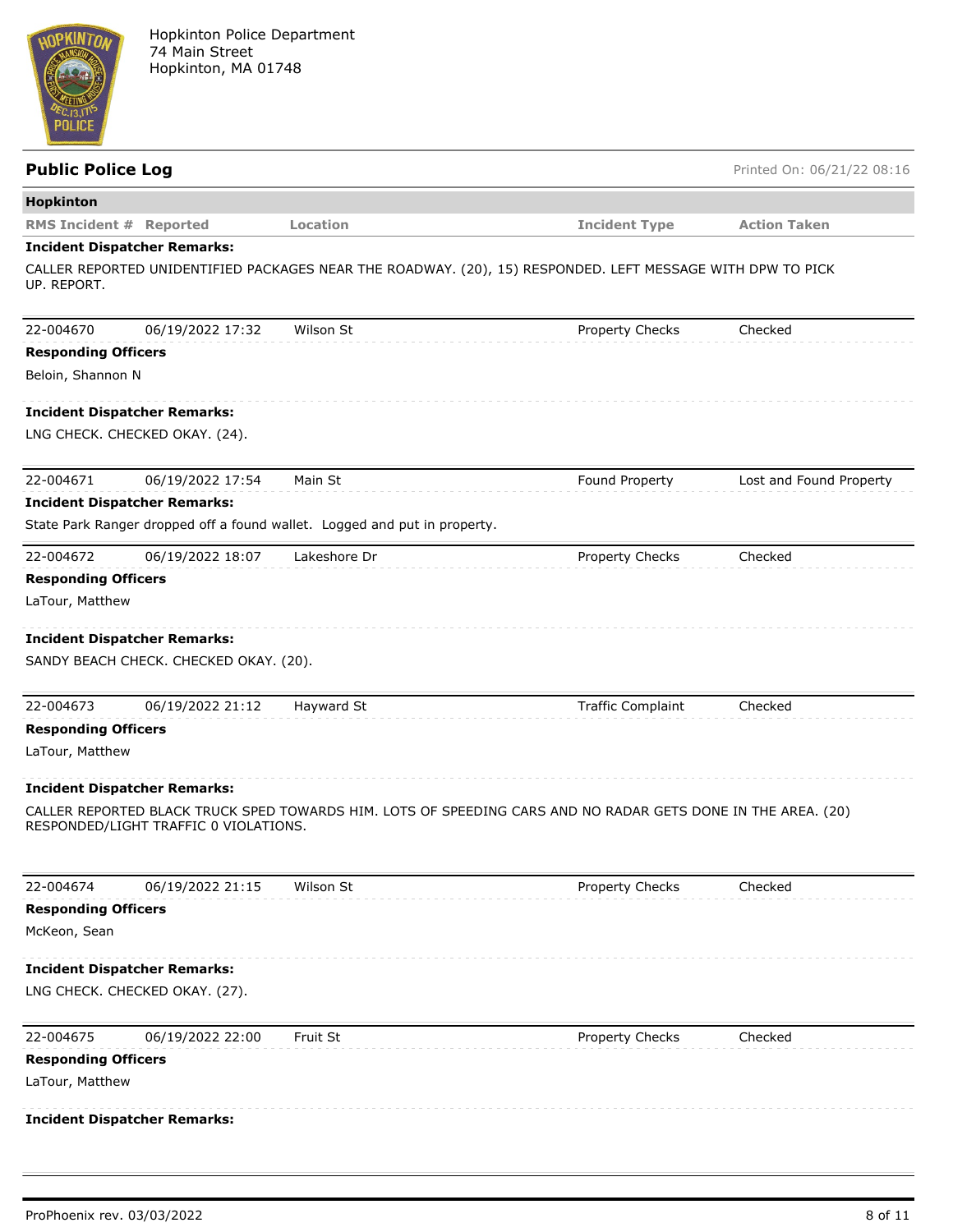Hopkinton Police Department
74 Main Street
Hopkinton, MA 01748

## Public Police Log

Printed On: 06/21/22 08:16

**Hopkinton**

| RMS Incident # | Reported | Location | Incident Type | Action Taken |
|---|---|---|---|---|

**Incident Dispatcher Remarks:**

CALLER REPORTED UNIDENTIFIED PACKAGES NEAR THE ROADWAY. (20), 15) RESPONDED. LEFT MESSAGE WITH DPW TO PICK UP. REPORT.

| 22-004670 | 06/19/2022 17:32 | Wilson St | Property Checks | Checked |
|---|---|---|---|---|

**Responding Officers**

Beloin, Shannon N

**Incident Dispatcher Remarks:**

LNG CHECK. CHECKED OKAY. (24).

| 22-004671 | 06/19/2022 17:54 | Main St | Found Property | Lost and Found Property |
|---|---|---|---|---|

**Incident Dispatcher Remarks:**

State Park Ranger dropped off a found wallet. Logged and put in property.

| 22-004672 | 06/19/2022 18:07 | Lakeshore Dr | Property Checks | Checked |
|---|---|---|---|---|

**Responding Officers**

LaTour, Matthew

**Incident Dispatcher Remarks:**

SANDY BEACH CHECK. CHECKED OKAY. (20).

| 22-004673 | 06/19/2022 21:12 | Hayward St | Traffic Complaint | Checked |
|---|---|---|---|---|

**Responding Officers**

LaTour, Matthew

**Incident Dispatcher Remarks:**

CALLER REPORTED BLACK TRUCK SPED TOWARDS HIM. LOTS OF SPEEDING CARS AND NO RADAR GETS DONE IN THE AREA. (20) RESPONDED/LIGHT TRAFFIC 0 VIOLATIONS.

| 22-004674 | 06/19/2022 21:15 | Wilson St | Property Checks | Checked |
|---|---|---|---|---|

**Responding Officers**

McKeon, Sean

**Incident Dispatcher Remarks:**

LNG CHECK. CHECKED OKAY. (27).

| 22-004675 | 06/19/2022 22:00 | Fruit St | Property Checks | Checked |
|---|---|---|---|---|

**Responding Officers**

LaTour, Matthew

**Incident Dispatcher Remarks:**

ProPhoenix rev. 03/03/2022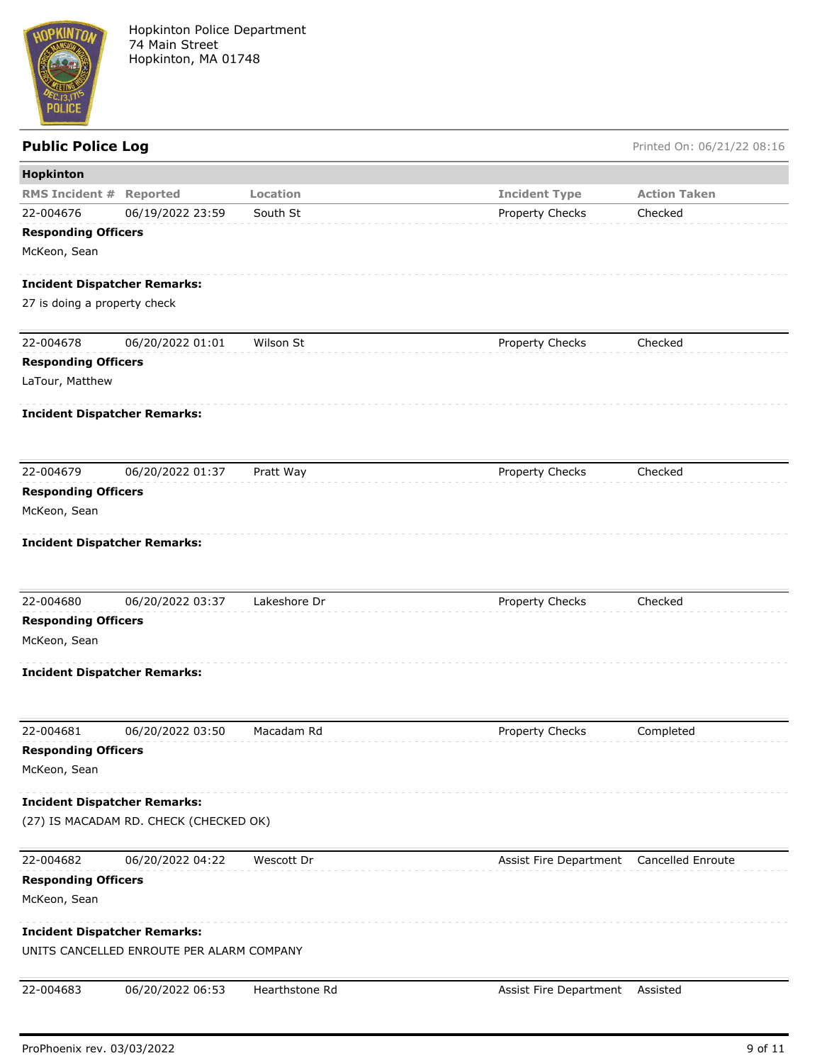Hopkinton Police Department
74 Main Street
Hopkinton, MA 01748

## Public Police Log

Printed On: 06/21/22 08:16

**Hopkinton**

| RMS Incident # | Reported | Location | Incident Type | Action Taken |
|---|---|---|---|---|
| 22-004676 | 06/19/2022 23:59 | South St | Property Checks | Checked |

**Responding Officers**

McKeon, Sean

**Incident Dispatcher Remarks:**

27 is doing a property check

| RMS Incident # | Reported | Location | Incident Type | Action Taken |
|---|---|---|---|---|
| 22-004678 | 06/20/2022 01:01 | Wilson St | Property Checks | Checked |

**Responding Officers**

LaTour, Matthew

**Incident Dispatcher Remarks:**

| RMS Incident # | Reported | Location | Incident Type | Action Taken |
|---|---|---|---|---|
| 22-004679 | 06/20/2022 01:37 | Pratt Way | Property Checks | Checked |

**Responding Officers**

McKeon, Sean

**Incident Dispatcher Remarks:**

| RMS Incident # | Reported | Location | Incident Type | Action Taken |
|---|---|---|---|---|
| 22-004680 | 06/20/2022 03:37 | Lakeshore Dr | Property Checks | Checked |

**Responding Officers**

McKeon, Sean

**Incident Dispatcher Remarks:**

| RMS Incident # | Reported | Location | Incident Type | Action Taken |
|---|---|---|---|---|
| 22-004681 | 06/20/2022 03:50 | Macadam Rd | Property Checks | Completed |

**Responding Officers**

McKeon, Sean

**Incident Dispatcher Remarks:**

(27) IS MACADAM RD. CHECK (CHECKED OK)

| RMS Incident # | Reported | Location | Incident Type | Action Taken |
|---|---|---|---|---|
| 22-004682 | 06/20/2022 04:22 | Wescott Dr | Assist Fire Department | Cancelled Enroute |

**Responding Officers**

McKeon, Sean

**Incident Dispatcher Remarks:**

UNITS CANCELLED ENROUTE PER ALARM COMPANY

| RMS Incident # | Reported | Location | Incident Type | Action Taken |
|---|---|---|---|---|
| 22-004683 | 06/20/2022 06:53 | Hearthstone Rd | Assist Fire Department | Assisted |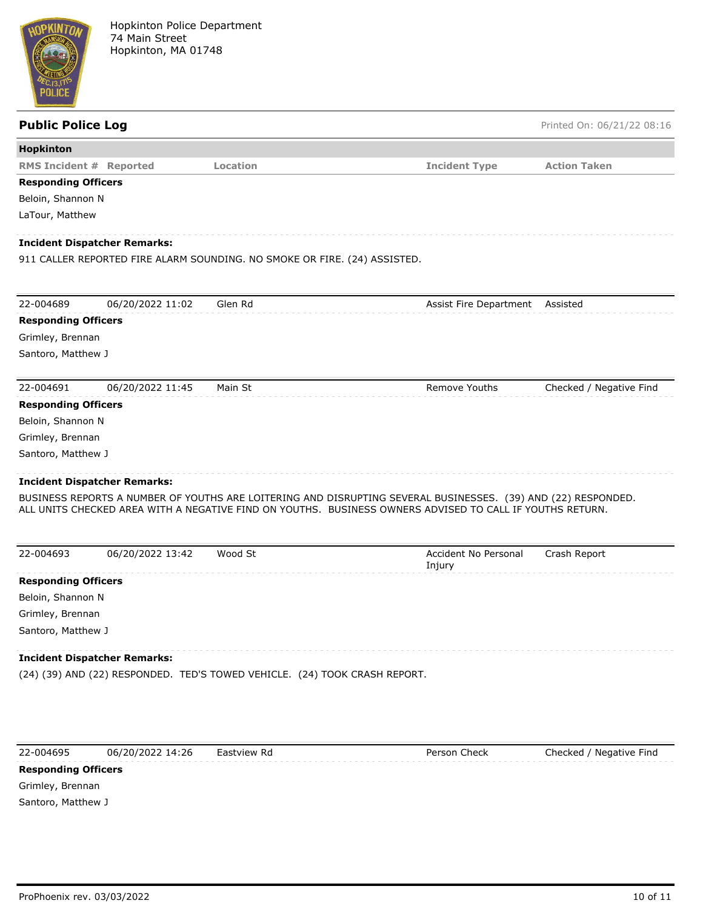Hopkinton Police Department
74 Main Street
Hopkinton, MA 01748

## Public Police Log

Printed On: 06/21/22 08:16

**Hopkinton**

| RMS Incident # | Reported | Location | Incident Type | Action Taken |
|---|---|---|---|---|

**Responding Officers**

Beloin, Shannon N
LaTour, Matthew

**Incident Dispatcher Remarks:**

911 CALLER REPORTED FIRE ALARM SOUNDING. NO SMOKE OR FIRE. (24) ASSISTED.

| RMS Incident # | Reported | Location | Incident Type | Action Taken |
|---|---|---|---|---|
| 22-004689 | 06/20/2022 11:02 | Glen Rd | Assist Fire Department | Assisted |

**Responding Officers**

Grimley, Brennan
Santoro, Matthew J

| RMS Incident # | Reported | Location | Incident Type | Action Taken |
|---|---|---|---|---|
| 22-004691 | 06/20/2022 11:45 | Main St | Remove Youths | Checked / Negative Find |

**Responding Officers**

Beloin, Shannon N
Grimley, Brennan
Santoro, Matthew J

**Incident Dispatcher Remarks:**

BUSINESS REPORTS A NUMBER OF YOUTHS ARE LOITERING AND DISRUPTING SEVERAL BUSINESSES. (39) AND (22) RESPONDED. ALL UNITS CHECKED AREA WITH A NEGATIVE FIND ON YOUTHS. BUSINESS OWNERS ADVISED TO CALL IF YOUTHS RETURN.

| RMS Incident # | Reported | Location | Incident Type | Action Taken |
|---|---|---|---|---|
| 22-004693 | 06/20/2022 13:42 | Wood St | Accident No Personal Injury | Crash Report |

**Responding Officers**

Beloin, Shannon N
Grimley, Brennan
Santoro, Matthew J

**Incident Dispatcher Remarks:**

(24) (39) AND (22) RESPONDED. TED'S TOWED VEHICLE. (24) TOOK CRASH REPORT.

| RMS Incident # | Reported | Location | Incident Type | Action Taken |
|---|---|---|---|---|
| 22-004695 | 06/20/2022 14:26 | Eastview Rd | Person Check | Checked / Negative Find |

**Responding Officers**

Grimley, Brennan
Santoro, Matthew J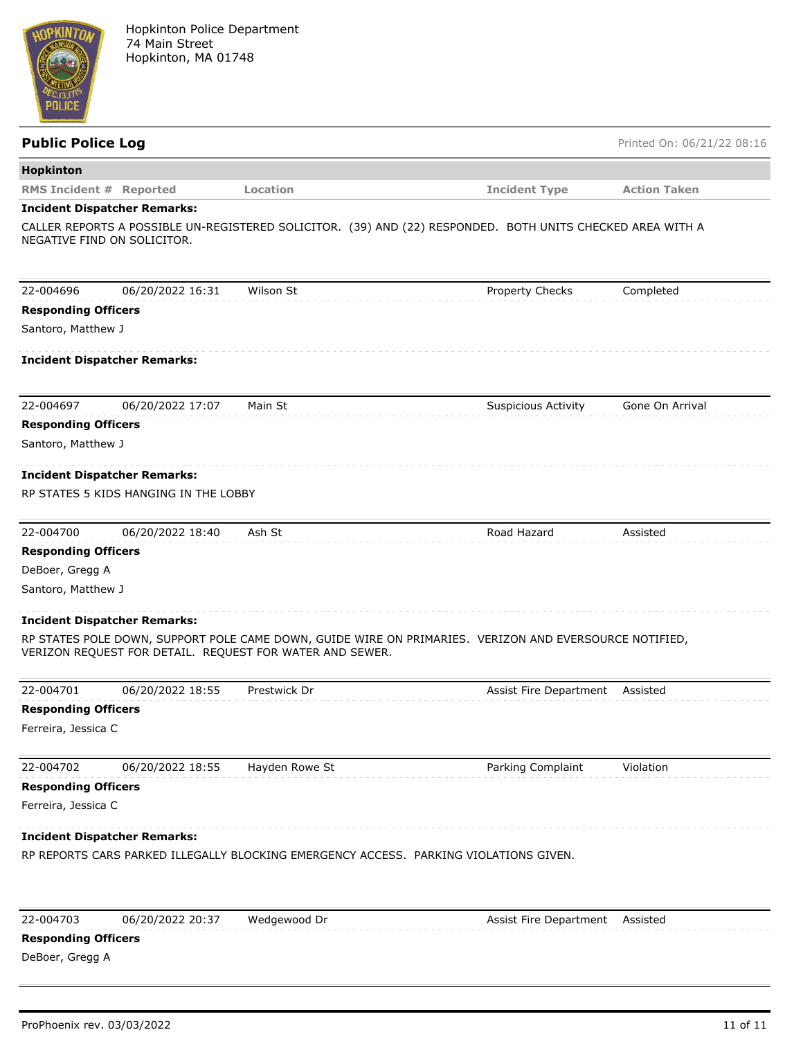Hopkinton Police Department
74 Main Street
Hopkinton, MA 01748

## Public Police Log

Printed On: 06/21/22 08:16

**Hopkinton**

| RMS Incident # | Reported | Location | Incident Type | Action Taken |
|---|---|---|---|---|

**Incident Dispatcher Remarks:**

CALLER REPORTS A POSSIBLE UN-REGISTERED SOLICITOR. (39) AND (22) RESPONDED. BOTH UNITS CHECKED AREA WITH A NEGATIVE FIND ON SOLICITOR.

| 22-004696 | 06/20/2022 16:31 | Wilson St | Property Checks | Completed |
|---|---|---|---|---|

**Responding Officers**

Santoro, Matthew J

**Incident Dispatcher Remarks:**

| 22-004697 | 06/20/2022 17:07 | Main St | Suspicious Activity | Gone On Arrival |
|---|---|---|---|---|

**Responding Officers**

Santoro, Matthew J

**Incident Dispatcher Remarks:**

RP STATES 5 KIDS HANGING IN THE LOBBY

| 22-004700 | 06/20/2022 18:40 | Ash St | Road Hazard | Assisted |
|---|---|---|---|---|

**Responding Officers**

DeBoer, Gregg A

Santoro, Matthew J

**Incident Dispatcher Remarks:**

RP STATES POLE DOWN, SUPPORT POLE CAME DOWN, GUIDE WIRE ON PRIMARIES. VERIZON AND EVERSOURCE NOTIFIED, VERIZON REQUEST FOR DETAIL. REQUEST FOR WATER AND SEWER.

| 22-004701 | 06/20/2022 18:55 | Prestwick Dr | Assist Fire Department | Assisted |
|---|---|---|---|---|

**Responding Officers**

Ferreira, Jessica C

| 22-004702 | 06/20/2022 18:55 | Hayden Rowe St | Parking Complaint | Violation |
|---|---|---|---|---|

**Responding Officers**

Ferreira, Jessica C

**Incident Dispatcher Remarks:**

RP REPORTS CARS PARKED ILLEGALLY BLOCKING EMERGENCY ACCESS. PARKING VIOLATIONS GIVEN.

| 22-004703 | 06/20/2022 20:37 | Wedgewood Dr | Assist Fire Department | Assisted |
|---|---|---|---|---|

**Responding Officers**

DeBoer, Gregg A